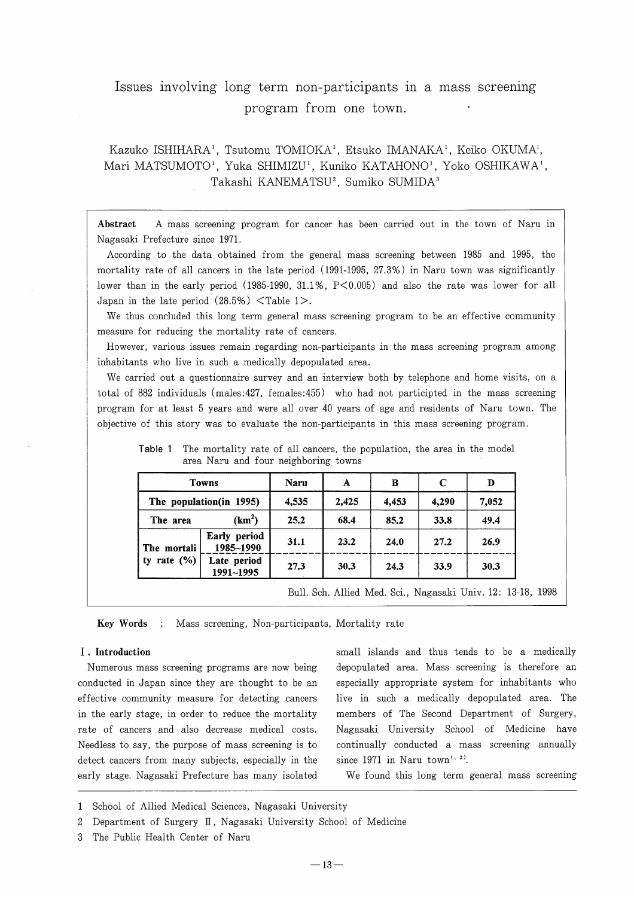# Issues involving long term non-participants in a mass screening program from one town.

Kazuko ISHIHARA[1], Tsutomu TOMIOKA[1], Etsuko IMANAKA[1], Keiko OKUMA[1], Mari MATSUMOTO[1], Yuka SHIMIZU[1], Kuniko KATAHONO[1], Yoko OSHIKAWA[1], Takashi KANEMATSU[2], Sumiko SUMIDA[3]

**Abstract** A mass screening program for cancer has been carried out in the town of Naru in Nagasaki Prefecture since 1971.

According to the data obtained from the general mass screening between 1985 and 1995, the mortality rate of all cancers in the late period (1991-1995, 27.3%) in Naru town was significantly lower than in the early period (1985-1990, 31.1%, $P<0.005$) and also the rate was lower for all Japan in the late period (28.5%) <Table 1>.

We thus concluded this long term general mass screening program to be an effective community measure for reducing the mortality rate of cancers.

However, various issues remain regarding non-participants in the mass screening program among inhabitants who live in such a medically depopulated area.

We carried out a questionnaire survey and an interview both by telephone and home visits, on a total of 882 individuals (males:427, females:455) who had not participated in the mass screening program for at least 5 years and were all over 40 years of age and residents of Naru town. The objective of this story was to evaluate the non-participants in this mass screening program.

Table 1 The mortality rate of all cancers, the population, the area in the model area Naru and four neighboring towns

| Towns | | Naru | A | B | C | D |
|---|---|---|---|---|---|---|
| The population(in 1995) | | 4,535 | 2,425 | 4,453 | 4,290 | 7,052 |
| The area ($km^2$) | | 25.2 | 68.4 | 85.2 | 33.8 | 49.4 |
| The mortality rate (%) | Early period 1985~1990 | 31.1 | 23.2 | 24.0 | 27.2 | 26.9 |
| | Late period 1991~1995 | 27.3 | 30.3 | 24.3 | 33.9 | 30.3 |

Bull. Sch. Allied Med. Sci., Nagasaki Univ. 12: 13-18, 1998

**Key Words** : Mass screening, Non-participants, Mortality rate

## I. Introduction

Numerous mass screening programs are now being conducted in Japan since they are thought to be an effective community measure for detecting cancers in the early stage, in order to reduce the mortality rate of cancers and also decrease medical costs. Needless to say, the purpose of mass screening is to detect cancers from many subjects, especially in the early stage. Nagasaki Prefecture has many isolated small islands and thus tends to be a medically depopulated area. Mass screening is therefore an especially appropriate system for inhabitants who live in such a medically depopulated area. The members of The Second Department of Surgery, Nagasaki University School of Medicine have continually conducted a mass screening annually since 1971 in Naru town[1,2].

We found this long term general mass screening

1 School of Allied Medical Sciences, Nagasaki University

2 Department of Surgery II, Nagasaki University School of Medicine

3 The Public Health Center of Naru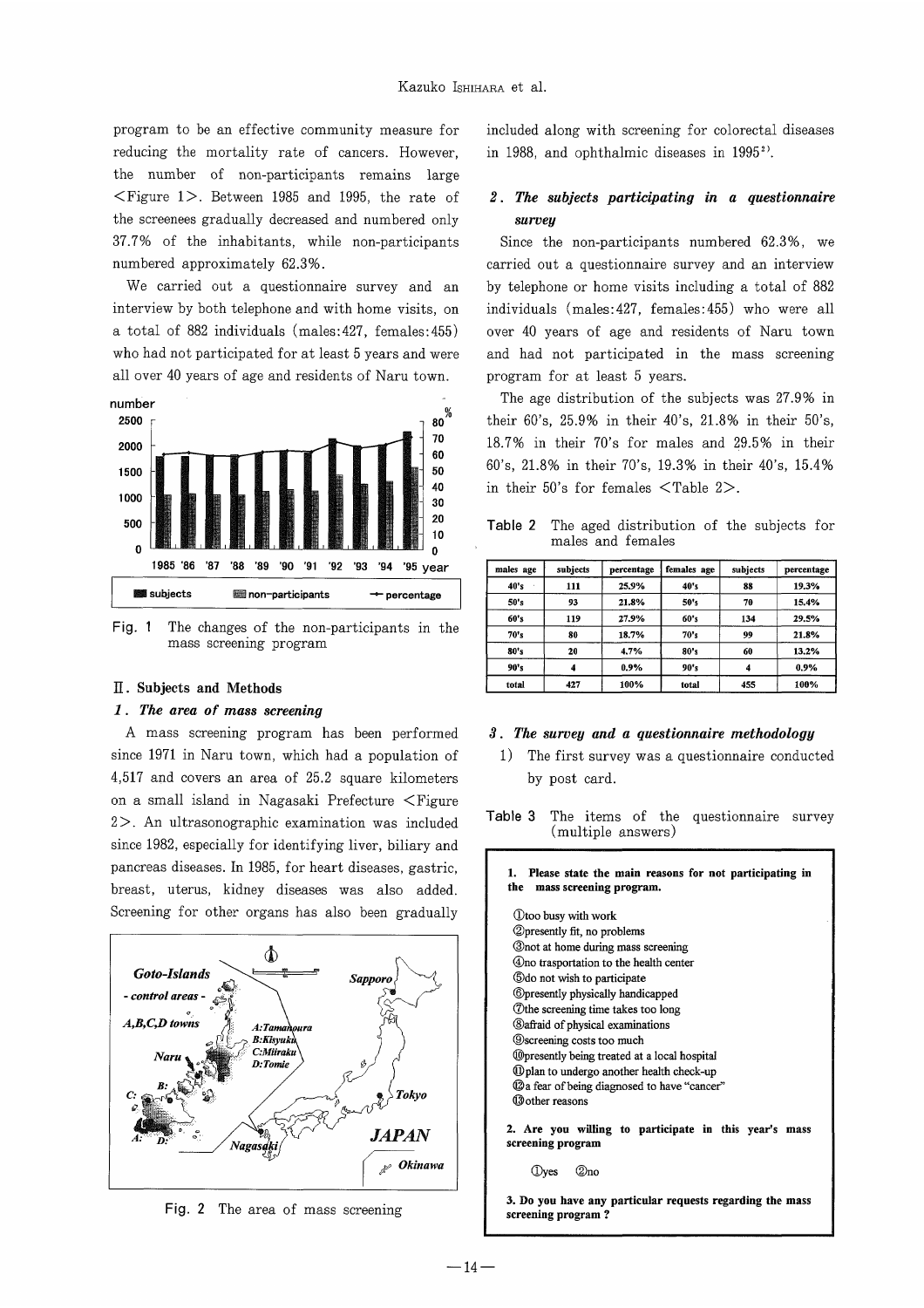program to be an effective community measure for reducing the mortality rate of cancers. However, the number of non-participants remains large <Figure 1>. Between 1985 and 1995, the rate of the screenees gradually decreased and numbered only 37.7% of the inhabitants, while non-participants numbered approximately 62.3%.

We carried out a questionnaire survey and an interview by both telephone and with home visits, on a total of 882 individuals (males: 427, females: 455) who had not participated for at least 5 years and were all over 40 years of age and residents of Naru town.

Fig. 1 The changes of the non-participants in the mass screening program

## II. Subjects and Methods

### 1. The area of mass screening

A mass screening program has been performed since 1971 in Naru town, which had a population of 4,517 and covers an area of 25.2 square kilometers on a small island in Nagasaki Prefecture <Figure 2>. An ultrasonographic examination was included since 1982, especially for identifying liver, biliary and pancreas diseases. In 1985, for heart diseases, gastric, breast, uterus, kidney diseases was also added. Screening for other organs has also been gradually included along with screening for colorectal diseases in 1988, and ophthalmic diseases in 1995[2].

Fig. 2 The area of mass screening

### 2. The subjects participating in a questionnaire survey

Since the non-participants numbered 62.3%, we carried out a questionnaire survey and an interview by telephone or home visits including a total of 882 individuals (males: 427, females: 455) who were all over 40 years of age and residents of Naru town and had not participated in the mass screening program for at least 5 years.

The age distribution of the subjects was 27.9% in their 60's, 25.9% in their 40's, 21.8% in their 50's, 18.7% in their 70's for males and 29.5% in their 60's, 21.8% in their 70's, 19.3% in their 40's, 15.4% in their 50's for females <Table 2>.

Table 2 The aged distribution of the subjects for males and females

| males age | subjects | percentage | females age | subjects | percentage |
|---|---|---|---|---|---|
| 40's | 111 | 25.9% | 40's | 88 | 19.3% |
| 50's | 93 | 21.8% | 50's | 70 | 15.4% |
| 60's | 119 | 27.9% | 60's | 134 | 29.5% |
| 70's | 80 | 18.7% | 70's | 99 | 21.8% |
| 80's | 20 | 4.7% | 80's | 60 | 13.2% |
| 90's | 4 | 0.9% | 90's | 4 | 0.9% |
| total | 427 | 100% | total | 455 | 100% |

### 3. The survey and a questionnaire methodology

1) The first survey was a questionnaire conducted by post card.

Table 3 The items of the questionnaire survey (multiple answers)

**1. Please state the main reasons for not participating in the mass screening program.**

① too busy with work
② presently fit, no problems
③ not at home during mass screening
④ no trasportation to the health center
⑤ do not wish to participate
⑥ presently physically handicapped
⑦ the screening time takes too long
⑧ afraid of physical examinations
⑨ screening costs too much
⑩ presently being treated at a local hospital
⑪ plan to undergo another health check-up
⑫ a fear of being diagnosed to have "cancer"
⑬ other reasons

**2. Are you willing to participate in this year's mass screening program**

① yes ② no

**3. Do you have any particular requests regarding the mass screening program ?**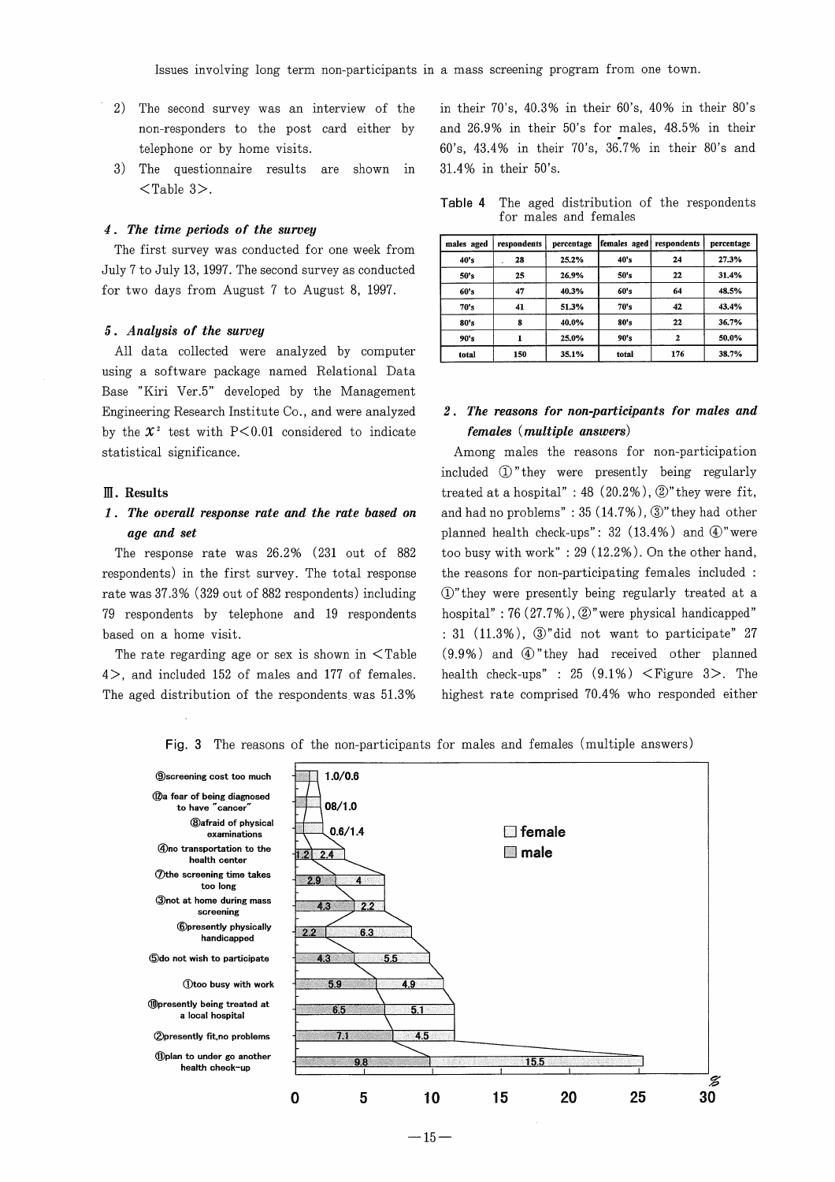2) The second survey was an interview of the non-responders to the post card either by telephone or by home visits.
3) The questionnaire results are shown in <Table 3>.

### 4. The time periods of the survey

The first survey was conducted for one week from July 7 to July 13, 1997. The second survey as conducted for two days from August 7 to August 8, 1997.

### 5. Analysis of the survey

All data collected were analyzed by computer using a software package named Relational Data Base "Kiri Ver.5" developed by the Management Engineering Research Institute Co., and were analyzed by the $\chi^2$ test with $P<0.01$ considered to indicate statistical significance.

## III. Results

### 1. The overall response rate and the rate based on age and set

The response rate was 26.2% (231 out of 882 respondents) in the first survey. The total response rate was 37.3% (329 out of 882 respondents) including 79 respondents by telephone and 19 respondents based on a home visit.

The rate regarding age or sex is shown in <Table 4>, and included 152 of males and 177 of females. The aged distribution of the respondents was 51.3% in their 70's, 40.3% in their 60's, 40% in their 80's and 26.9% in their 50's for males, 48.5% in their 60's, 43.4% in their 70's, 36.7% in their 80's and 31.4% in their 50's.

Table 4 The aged distribution of the respondents for males and females

| males aged | respondents | percentage | females aged | respondents | percentage |
|---|---|---|---|---|---|
| 40's | 28 | 25.2% | 40's | 24 | 27.3% |
| 50's | 25 | 26.9% | 50's | 22 | 31.4% |
| 60's | 47 | 40.3% | 60's | 64 | 48.5% |
| 70's | 41 | 51.3% | 70's | 42 | 43.4% |
| 80's | 8 | 40.0% | 80's | 22 | 36.7% |
| 90's | 1 | 25.0% | 90's | 2 | 50.0% |
| total | 150 | 35.1% | total | 176 | 38.7% |

### 2. The reasons for non-participants for males and females (multiple answers)

Among males the reasons for non-participation included ①"they were presently being regularly treated at a hospital" : 48 (20.2%), ②"they were fit, and had no problems" : 35 (14.7%), ③"they had other planned health check-ups": 32 (13.4%) and ④"were too busy with work" : 29 (12.2%). On the other hand, the reasons for non-participating females included : ①"they were presently being regularly treated at a hospital" : 76 (27.7%), ②"were physical handicapped" : 31 (11.3%), ③"did not want to participate" 27 (9.9%) and ④"they had received other planned health check-ups" : 25 (9.1%) <Figure 3>. The highest rate comprised 70.4% who responded either

Fig. 3 The reasons of the non-participants for males and females (multiple answers)

| Reason | male (%) | female (%) |
|---|---|---|
| ⑨screening cost too much | 1.0 | 0.6 |
| ⑫a fear of being diagnosed to have "cancer" | 08 | 1.0 |
| ⑧afraid of physical examinations | 0.6 | 1.4 |
| ④no transportation to the health center | 1.2 | 2.4 |
| ⑦the screening time takes too long | 2.9 | 4 |
| ③not at home during mass screening | 4.3 | 2.2 |
| ⑥presently physically handicapped | 2.2 | 6.3 |
| ⑤do not wish to participate | 4.3 | 5.5 |
| ①too busy with work | 5.9 | 4.9 |
| ⑩presently being treated at a local hospital | 6.5 | 5.1 |
| ②presently fit,no problems | 7.1 | 4.5 |
| ⑪plan to under go another health check-up | 9.8 | 15.5 |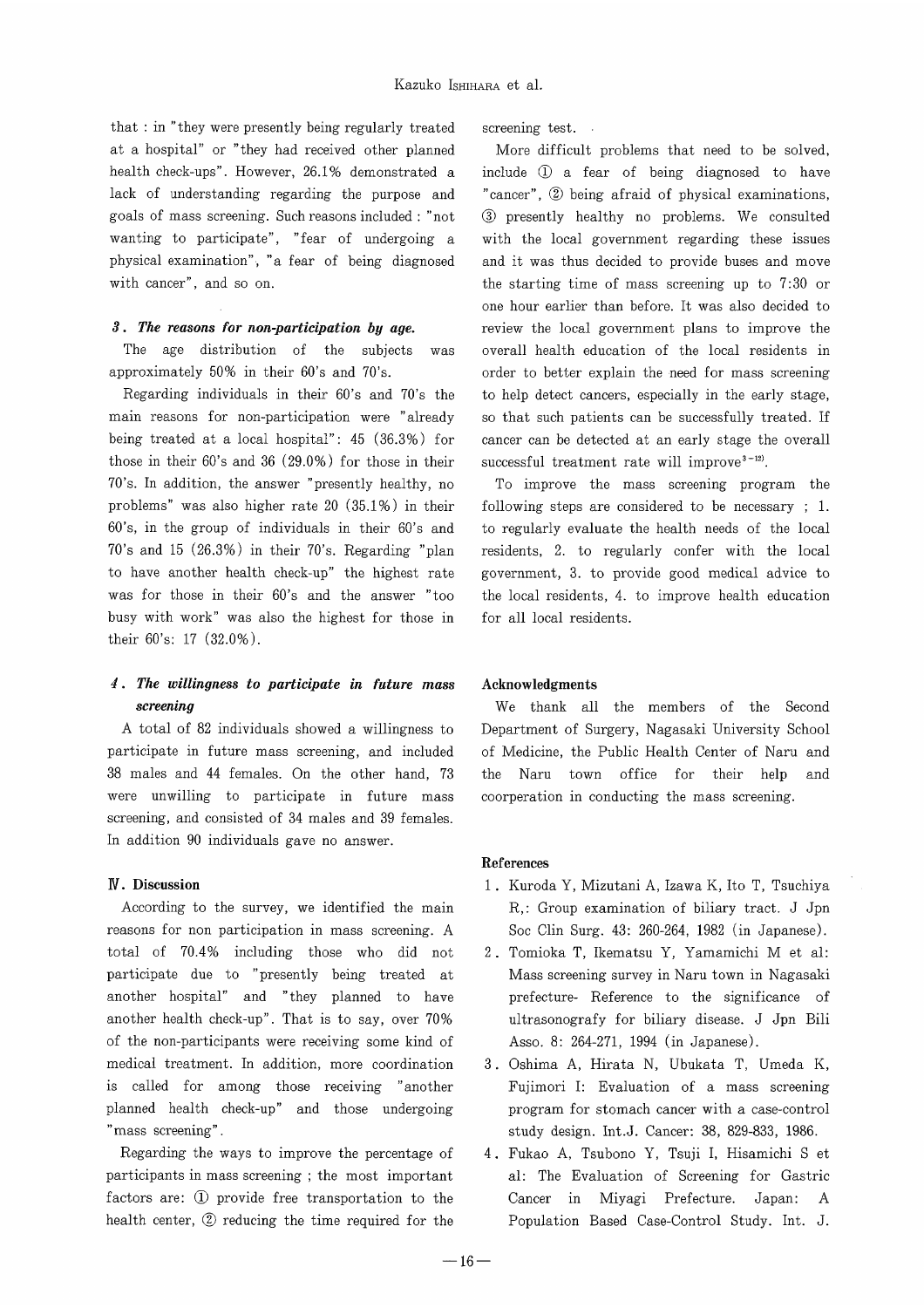that : in "they were presently being regularly treated at a hospital" or "they had received other planned health check-ups". However, 26.1% demonstrated a lack of understanding regarding the purpose and goals of mass screening. Such reasons included : "not wanting to participate", "fear of undergoing a physical examination", "a fear of being diagnosed with cancer", and so on.

### 3. *The reasons for non-participation by age.*

The age distribution of the subjects was approximately 50% in their 60's and 70's.

Regarding individuals in their 60's and 70's the main reasons for non-participation were "already being treated at a local hospital": 45 (36.3%) for those in their 60's and 36 (29.0%) for those in their 70's. In addition, the answer "presently healthy, no problems" was also higher rate 20 (35.1%) in their 60's, in the group of individuals in their 60's and 70's and 15 (26.3%) in their 70's. Regarding "plan to have another health check-up" the highest rate was for those in their 60's and the answer "too busy with work" was also the highest for those in their 60's: 17 (32.0%).

### 4. *The willingness to participate in future mass screening*

A total of 82 individuals showed a willingness to participate in future mass screening, and included 38 males and 44 females. On the other hand, 73 were unwilling to participate in future mass screening, and consisted of 34 males and 39 females. In addition 90 individuals gave no answer.

## IV. Discussion

According to the survey, we identified the main reasons for non participation in mass screening. A total of 70.4% including those who did not participate due to "presently being treated at another hospital" and "they planned to have another health check-up". That is to say, over 70% of the non-participants were receiving some kind of medical treatment. In addition, more coordination is called for among those receiving "another planned health check-up" and those undergoing "mass screening".

Regarding the ways to improve the percentage of participants in mass screening ; the most important factors are: ① provide free transportation to the health center, ② reducing the time required for the screening test.

More difficult problems that need to be solved, include ① a fear of being diagnosed to have "cancer", ② being afraid of physical examinations, ③ presently healthy no problems. We consulted with the local government regarding these issues and it was thus decided to provide buses and move the starting time of mass screening up to 7:30 or one hour earlier than before. It was also decided to review the local government plans to improve the overall health education of the local residents in order to better explain the need for mass screening to help detect cancers, especially in the early stage, so that such patients can be successfully treated. If cancer can be detected at an early stage the overall successful treatment rate will improve[3-12].

To improve the mass screening program the following steps are considered to be necessary ; 1. to regularly evaluate the health needs of the local residents, 2. to regularly confer with the local government, 3. to provide good medical advice to the local residents, 4. to improve health education for all local residents.

## Acknowledgments

We thank all the members of the Second Department of Surgery, Nagasaki University School of Medicine, the Public Health Center of Naru and the Naru town office for their help and coorperation in conducting the mass screening.

## References

1. Kuroda Y, Mizutani A, Izawa K, Ito T, Tsuchiya R,: Group examination of biliary tract. J Jpn Soc Clin Surg. 43: 260-264, 1982 (in Japanese).
2. Tomioka T, Ikematsu Y, Yamamichi M et al: Mass screening survey in Naru town in Nagasaki prefecture- Reference to the significance of ultrasonografy for biliary disease. J Jpn Bili Asso. 8: 264-271, 1994 (in Japanese).
3. Oshima A, Hirata N, Ubukata T, Umeda K, Fujimori I: Evaluation of a mass screening program for stomach cancer with a case-control study design. Int.J. Cancer: 38, 829-833, 1986.
4. Fukao A, Tsubono Y, Tsuji I, Hisamichi S et al: The Evaluation of Screening for Gastric Cancer in Miyagi Prefecture. Japan: A Population Based Case-Control Study. Int. J.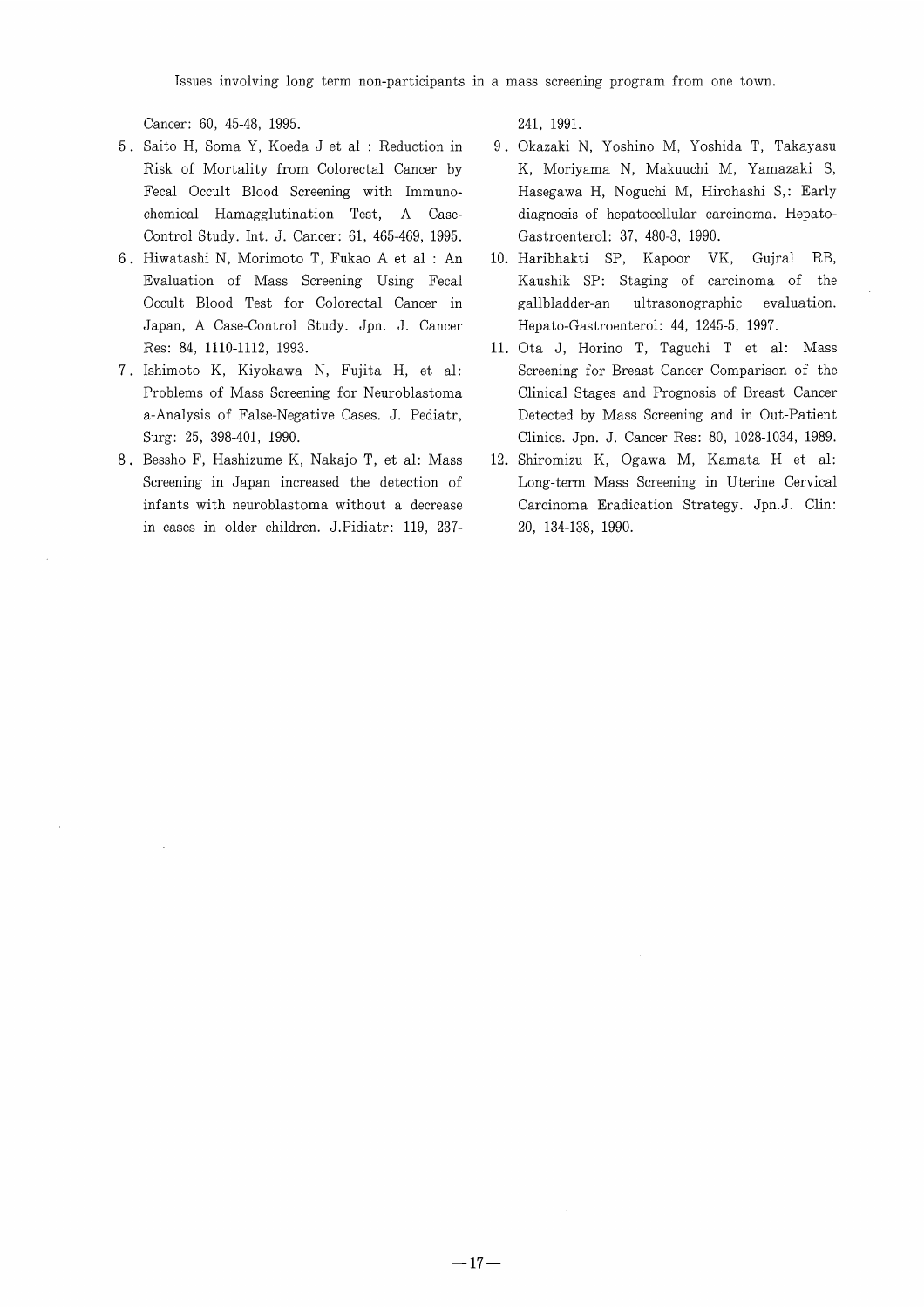Cancer: 60, 45-48, 1995.

5. Saito H, Soma Y, Koeda J et al : Reduction in Risk of Mortality from Colorectal Cancer by Fecal Occult Blood Screening with Immunochemical Hamagglutination Test, A Case-Control Study. Int. J. Cancer: 61, 465-469, 1995.
6. Hiwatashi N, Morimoto T, Fukao A et al : An Evaluation of Mass Screening Using Fecal Occult Blood Test for Colorectal Cancer in Japan, A Case-Control Study. Jpn. J. Cancer Res: 84, 1110-1112, 1993.
7. Ishimoto K, Kiyokawa N, Fujita H, et al: Problems of Mass Screening for Neuroblastoma a-Analysis of False-Negative Cases. J. Pediatr, Surg: 25, 398-401, 1990.
8. Bessho F, Hashizume K, Nakajo T, et al: Mass Screening in Japan increased the detection of infants with neuroblastoma without a decrease in cases in older children. J.Pidiatr: 119, 237-241, 1991.
9. Okazaki N, Yoshino M, Yoshida T, Takayasu K, Moriyama N, Makuuchi M, Yamazaki S, Hasegawa H, Noguchi M, Hirohashi S,: Early diagnosis of hepatocellular carcinoma. Hepato-Gastroenterol: 37, 480-3, 1990.
10. Haribhakti SP, Kapoor VK, Gujral RB, Kaushik SP: Staging of carcinoma of the gallbladder-an ultrasonographic evaluation. Hepato-Gastroenterol: 44, 1245-5, 1997.
11. Ota J, Horino T, Taguchi T et al: Mass Screening for Breast Cancer Comparison of the Clinical Stages and Prognosis of Breast Cancer Detected by Mass Screening and in Out-Patient Clinics. Jpn. J. Cancer Res: 80, 1028-1034, 1989.
12. Shiromizu K, Ogawa M, Kamata H et al: Long-term Mass Screening in Uterine Cervical Carcinoma Eradication Strategy. Jpn.J. Clin: 20, 134-138, 1990.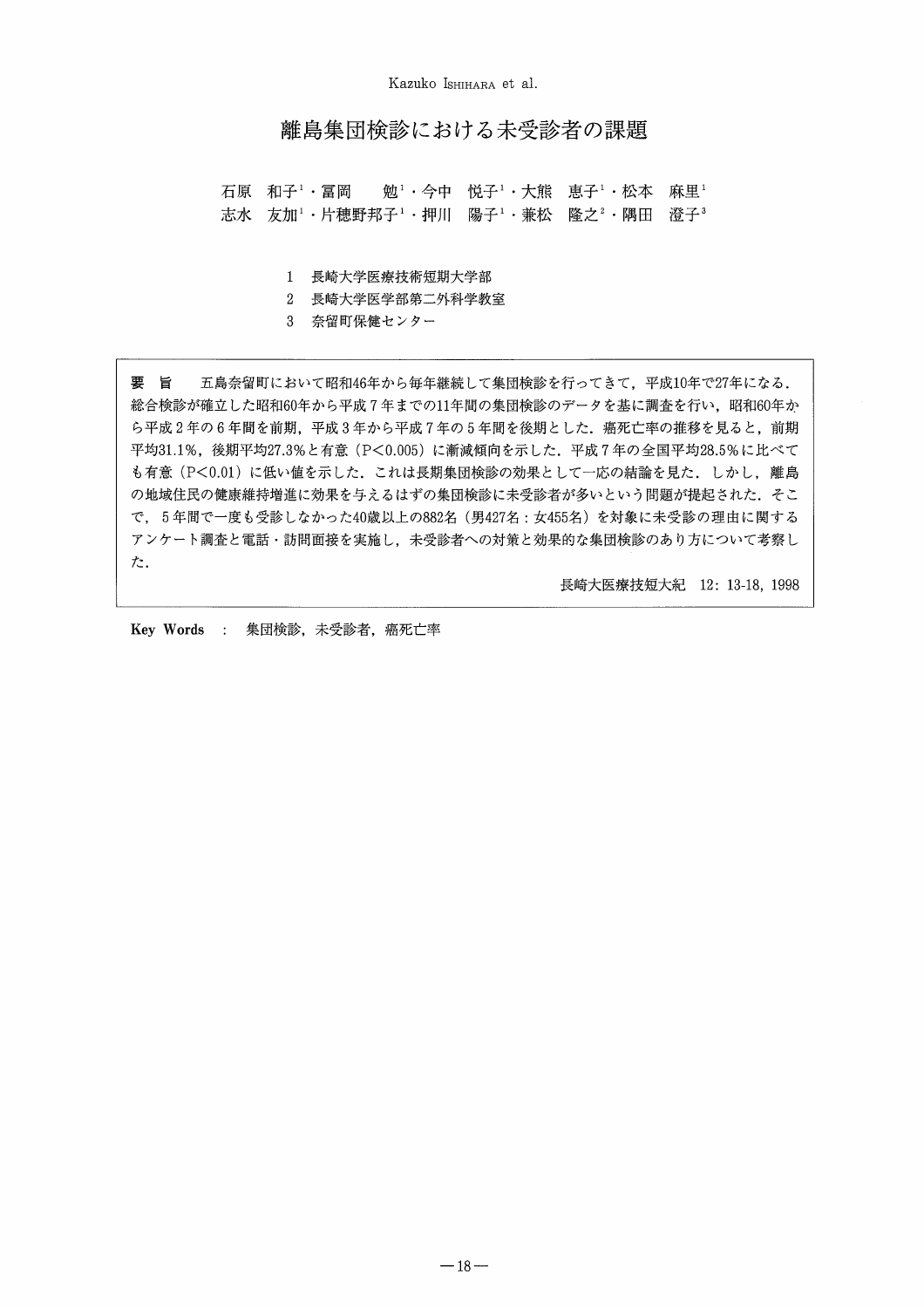Kazuko Ishihara et al.

# 離島集団検診における未受診者の課題

石原　和子[1]・冨岡　勉[1]・今中　悦子[1]・大熊　恵子[1]・松本　麻里[1]
志水　友加[1]・片穂野邦子[1]・押川　陽子[1]・兼松　隆之[2]・隅田　澄子[3]

1　長崎大学医療技術短期大学部
2　長崎大学医学部第二外科学教室
3　奈留町保健センター

**要　旨**　五島奈留町において昭和46年から毎年継続して集団検診を行ってきて，平成10年で27年になる．総合検診が確立した昭和60年から平成7年までの11年間の集団検診のデータを基に調査を行い，昭和60年から平成2年の6年間を前期，平成3年から平成7年の5年間を後期とした．癌死亡率の推移を見ると，前期平均31.1%，後期平均27.3%と有意（$P<0.005$）に漸減傾向を示した．平成7年の全国平均28.5%に比べても有意（$P<0.01$）に低い値を示した．これは長期集団検診の効果として一応の結論を見た．しかし，離島の地域住民の健康維持増進に効果を与えるはずの集団検診に未受診者が多いという問題が提起された．そこで，5年間で一度も受診しなかった40歳以上の882名（男427名：女455名）を対象に未受診の理由に関するアンケート調査と電話・訪問面接を実施し，未受診者への対策と効果的な集団検診のあり方について考察した．

長崎大医療技短大紀　12: 13-18, 1998

**Key Words**　:　集団検診，未受診者，癌死亡率